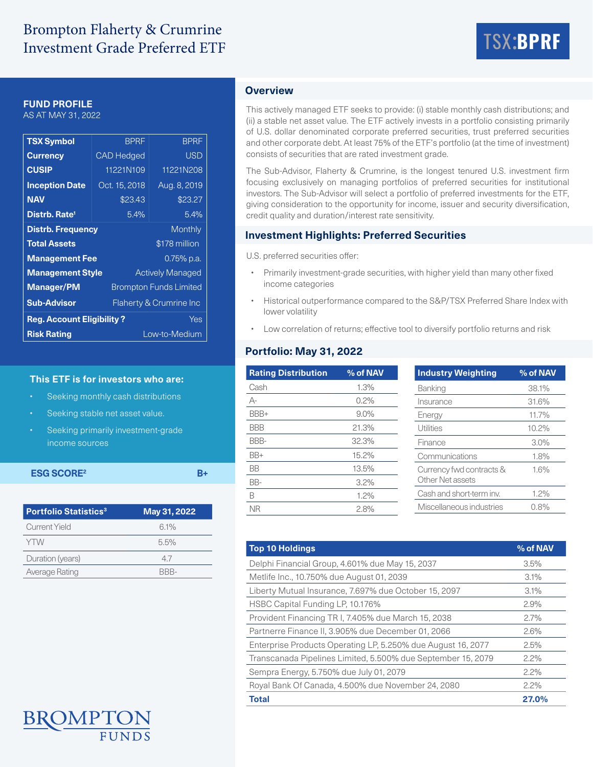# Brompton Flaherty & Crumrine Investment Grade Preferred ETF

TSX:BPRF

## FUND PROFILE
AS AT MAY 31, 2022

| TSX Symbol | BPRF | BPRF |
|---|---|---|
| Currency | CAD Hedged | USD |
| CUSIP | 11221N109 | 11221N208 |
| Inception Date | Oct. 15, 2018 | Aug. 8, 2019 |
| NAV | $23.43 | $23.27 |
| Distrb. Rate[1] | 5.4% | 5.4% |
| Distrb. Frequency | | Monthly |
| Total Assets | | $178 million |
| Management Fee | | 0.75% p.a. |
| Management Style | | Actively Managed |
| Manager/PM | | Brompton Funds Limited |
| Sub-Advisor | | Flaherty & Crumrine Inc |
| Reg. Account Eligibility ? | | Yes |
| Risk Rating | | Low-to-Medium |

### This ETF is for investors who are:

- Seeking monthly cash distributions
- Seeking stable net asset value.
- Seeking primarily investment-grade income sources

**ESG SCORE[2]** B+

| Portfolio Statistics[3] | May 31, 2022 |
|---|---|
| Current Yield | 6.1% |
| YTW | 5.5% |
| Duration (years) | 4.7 |
| Average Rating | BBB- |

## Overview

This actively managed ETF seeks to provide: (i) stable monthly cash distributions; and (ii) a stable net asset value. The ETF actively invests in a portfolio consisting primarily of U.S. dollar denominated corporate preferred securities, trust preferred securities and other corporate debt. At least 75% of the ETF's portfolio (at the time of investment) consists of securities that are rated investment grade.

The Sub-Advisor, Flaherty & Crumrine, is the longest tenured U.S. investment firm focusing exclusively on managing portfolios of preferred securities for institutional investors. The Sub-Advisor will select a portfolio of preferred investments for the ETF, giving consideration to the opportunity for income, issuer and security diversification, credit quality and duration/interest rate sensitivity.

## Investment Highlights: Preferred Securities

U.S. preferred securities offer:

- Primarily investment-grade securities, with higher yield than many other fixed income categories
- Historical outperformance compared to the S&P/TSX Preferred Share Index with lower volatility
- Low correlation of returns; effective tool to diversify portfolio returns and risk

## Portfolio: May 31, 2022

| Rating Distribution | % of NAV |
|---|---|
| Cash | 1.3% |
| A- | 0.2% |
| BBB+ | 9.0% |
| BBB | 21.3% |
| BBB- | 32.3% |
| BB+ | 15.2% |
| BB | 13.5% |
| BB- | 3.2% |
| B | 1.2% |
| NR | 2.8% |

| Industry Weighting | % of NAV |
|---|---|
| Banking | 38.1% |
| Insurance | 31.6% |
| Energy | 11.7% |
| Utilities | 10.2% |
| Finance | 3.0% |
| Communications | 1.8% |
| Currency fwd contracts & Other Net assets | 1.6% |
| Cash and short-term inv. | 1.2% |
| Miscellaneous industries | 0.8% |

| Top 10 Holdings | % of NAV |
|---|---|
| Delphi Financial Group, 4.601% due May 15, 2037 | 3.5% |
| Metlife Inc., 10.750% due August 01, 2039 | 3.1% |
| Liberty Mutual Insurance, 7.697% due October 15, 2097 | 3.1% |
| HSBC Capital Funding LP, 10.176% | 2.9% |
| Provident Financing TR I, 7.405% due March 15, 2038 | 2.7% |
| Partnerre Finance II, 3.905% due December 01, 2066 | 2.6% |
| Enterprise Products Operating LP, 5.250% due August 16, 2077 | 2.5% |
| Transcanada Pipelines Limited, 5.500% due September 15, 2079 | 2.2% |
| Sempra Energy, 5.750% due July 01, 2079 | 2.2% |
| Royal Bank Of Canada, 4.500% due November 24, 2080 | 2.2% |
| **Total** | **27.0%** |

BROMPTON FUNDS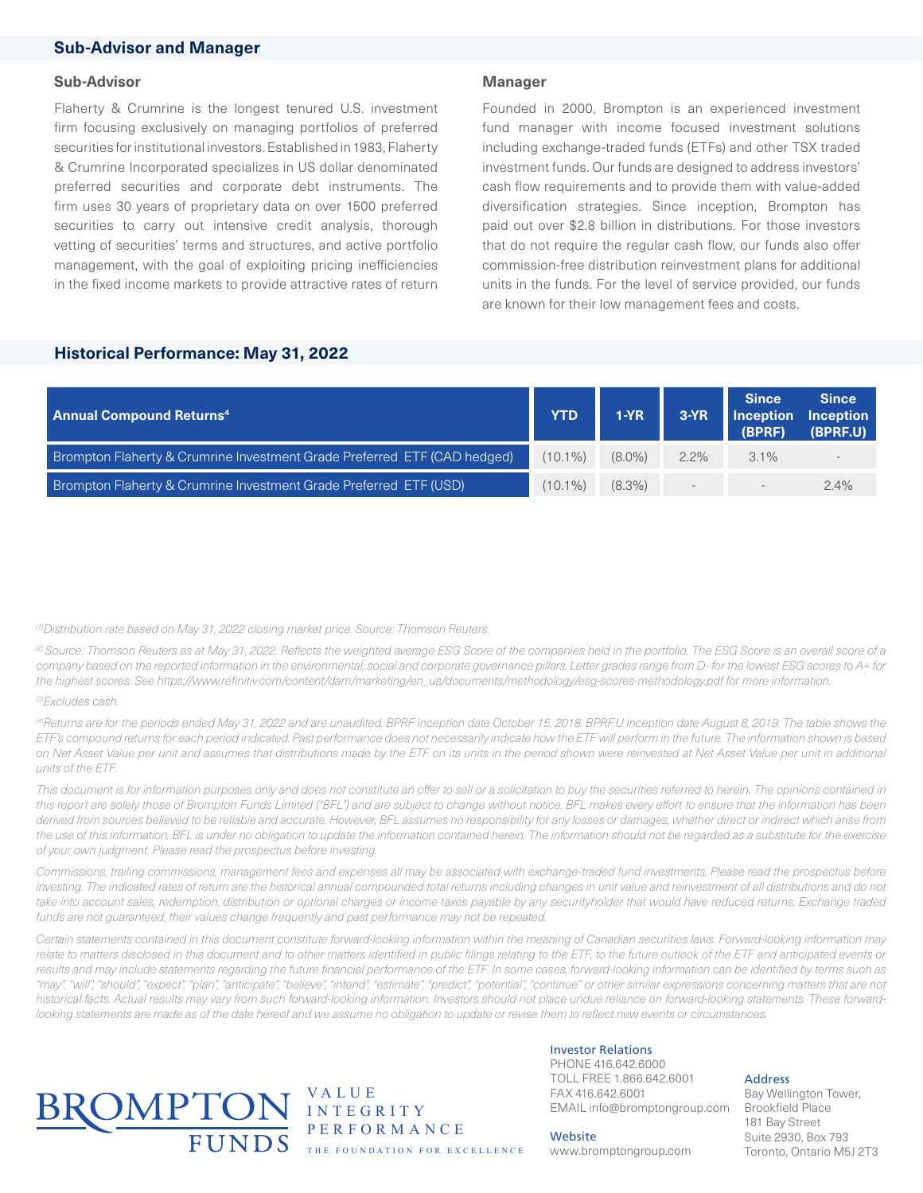## Sub-Advisor and Manager

### Sub-Advisor

Flaherty & Crumrine is the longest tenured U.S. investment firm focusing exclusively on managing portfolios of preferred securities for institutional investors. Established in 1983, Flaherty & Crumrine Incorporated specializes in US dollar denominated preferred securities and corporate debt instruments. The firm uses 30 years of proprietary data on over 1500 preferred securities to carry out intensive credit analysis, thorough vetting of securities' terms and structures, and active portfolio management, with the goal of exploiting pricing inefficiencies in the fixed income markets to provide attractive rates of return

### Manager

Founded in 2000, Brompton is an experienced investment fund manager with income focused investment solutions including exchange-traded funds (ETFs) and other TSX traded investment funds. Our funds are designed to address investors' cash flow requirements and to provide them with value-added diversification strategies. Since inception, Brompton has paid out over $2.8 billion in distributions. For those investors that do not require the regular cash flow, our funds also offer commission-free distribution reinvestment plans for additional units in the funds. For the level of service provided, our funds are known for their low management fees and costs.

## Historical Performance: May 31, 2022

| Annual Compound Returns[4] | YTD | 1-YR | 3-YR | Since Inception (BPRF) | Since Inception (BPRF.U) |
|---|---|---|---|---|---|
| Brompton Flaherty & Crumrine Investment Grade Preferred ETF (CAD hedged) | (10.1%) | (8.0%) | 2.2% | 3.1% | - |
| Brompton Flaherty & Crumrine Investment Grade Preferred ETF (USD) | (10.1%) | (8.3%) | - | - | 2.4% |

*[1]Distribution rate based on May 31, 2022 closing market price. Source: Thomson Reuters.*

*[2]Source: Thomson Reuters as at May 31, 2022. Reflects the weighted average ESG Score of the companies held in the portfolio. The ESG Score is an overall score of a company based on the reported information in the environmental, social and corporate governance pillars. Letter grades range from D- for the lowest ESG scores to A+ for the highest scores. See https://www.refinitiv.com/content/dam/marketing/en_us/documents/methodology/esg-scores-methodology.pdf for more information.*

*[3]Excludes cash.*

*[4]Returns are for the periods ended May 31, 2022 and are unaudited. BPRF inception date October 15, 2018. BPRF.U inception date August 8, 2019. The table shows the ETF's compound returns for each period indicated. Past performance does not necessarily indicate how the ETF will perform in the future. The information shown is based on Net Asset Value per unit and assumes that distributions made by the ETF on its units in the period shown were reinvested at Net Asset Value per unit in additional units of the ETF.*

*This document is for information purposes only and does not constitute an offer to sell or a solicitation to buy the securities referred to herein. The opinions contained in this report are solely those of Brompton Funds Limited ("BFL") and are subject to change without notice. BFL makes every effort to ensure that the information has been derived from sources believed to be reliable and accurate. However, BFL assumes no responsibility for any losses or damages, whether direct or indirect which arise from the use of this information. BFL is under no obligation to update the information contained herein. The information should not be regarded as a substitute for the exercise of your own judgment. Please read the prospectus before investing.*

*Commissions, trailing commissions, management fees and expenses all may be associated with exchange-traded fund investments. Please read the prospectus before investing. The indicated rates of return are the historical annual compounded total returns including changes in unit value and reinvestment of all distributions and do not take into account sales, redemption, distribution or optional charges or income taxes payable by any securityholder that would have reduced returns. Exchange traded funds are not guaranteed, their values change frequently and past performance may not be repeated.*

*Certain statements contained in this document constitute forward-looking information within the meaning of Canadian securities laws. Forward-looking information may relate to matters disclosed in this document and to other matters identified in public filings relating to the ETF, to the future outlook of the ETF and anticipated events or results and may include statements regarding the future financial performance of the ETF. In some cases, forward-looking information can be identified by terms such as "may", "will", "should", "expect", "plan", "anticipate", "believe", "intend", "estimate", "predict", "potential", "continue" or other similar expressions concerning matters that are not historical facts. Actual results may vary from such forward-looking information. Investors should not place undue reliance on forward-looking statements. These forward-looking statements are made as of the date hereof and we assume no obligation to update or revise them to reflect new events or circumstances.*

BROMPTON FUNDS

VALUE INTEGRITY PERFORMANCE

THE FOUNDATION FOR EXCELLENCE

**Investor Relations**
PHONE 416.642.6000
TOLL FREE 1.866.642.6001
FAX 416.642.6001
EMAIL info@bromptongroup.com

**Website**
www.bromptongroup.com

**Address**
Bay Wellington Tower,
Brookfield Place
181 Bay Street
Suite 2930, Box 793
Toronto, Ontario M5J 2T3